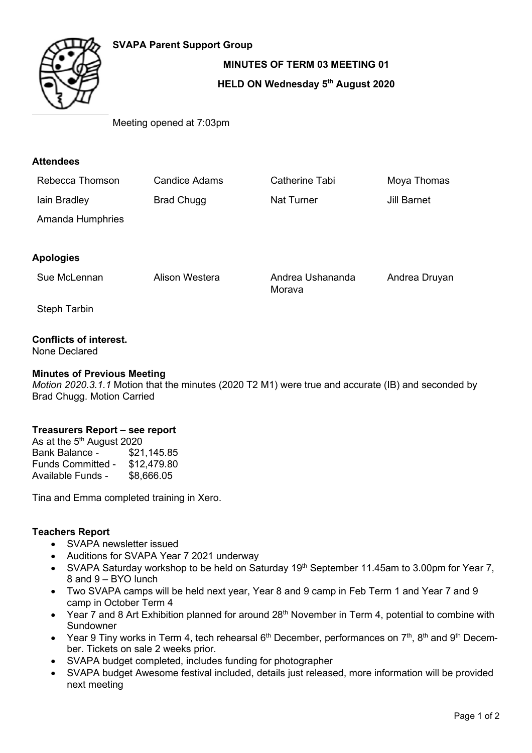**SVAPA Parent Support Group**

**MINUTES OF TERM 03 MEETING 01**

**HELD ON Wednesday 5th August 2020**

Meeting opened at 7:03pm

**Attendees**

| | | | |
|---|---|---|---|
| Rebecca Thomson | Candice Adams | Catherine Tabi | Moya Thomas |
| Iain Bradley | Brad Chugg | Nat Turner | Jill Barnet |
| Amanda Humphries | | | |

**Apologies**

| | | | |
|---|---|---|---|
| Sue McLennan | Alison Westera | Andrea Ushananda Morava | Andrea Druyan |
| Steph Tarbin | | | |

**Conflicts of interest.**
None Declared

**Minutes of Previous Meeting**
*Motion 2020.3.1.1* Motion that the minutes (2020 T2 M1) were true and accurate (IB) and seconded by Brad Chugg. Motion Carried

**Treasurers Report – see report**
As at the 5th August 2020
Bank Balance - $21,145.85
Funds Committed - $12,479.80
Available Funds - $8,666.05

Tina and Emma completed training in Xero.

**Teachers Report**

- SVAPA newsletter issued
- Auditions for SVAPA Year 7 2021 underway
- SVAPA Saturday workshop to be held on Saturday 19th September 11.45am to 3.00pm for Year 7, 8 and 9 – BYO lunch
- Two SVAPA camps will be held next year, Year 8 and 9 camp in Feb Term 1 and Year 7 and 9 camp in October Term 4
- Year 7 and 8 Art Exhibition planned for around 28th November in Term 4, potential to combine with Sundowner
- Year 9 Tiny works in Term 4, tech rehearsal 6th December, performances on 7th, 8th and 9th December. Tickets on sale 2 weeks prior.
- SVAPA budget completed, includes funding for photographer
- SVAPA budget Awesome festival included, details just released, more information will be provided next meeting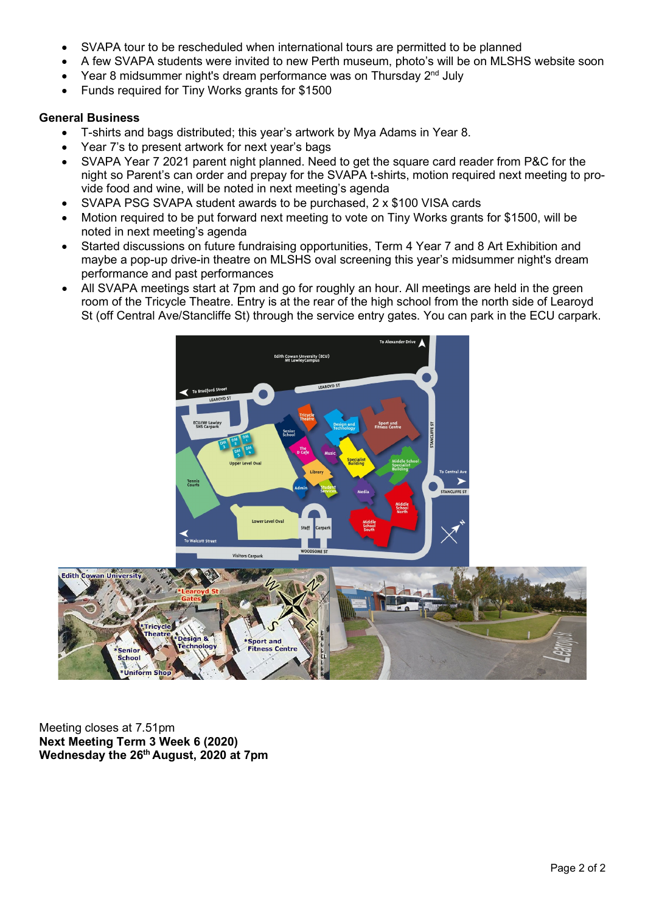- SVAPA tour to be rescheduled when international tours are permitted to be planned
- A few SVAPA students were invited to new Perth museum, photo's will be on MLSHS website soon
- Year 8 midsummer night's dream performance was on Thursday 2nd July
- Funds required for Tiny Works grants for $1500

**General Business**

- T-shirts and bags distributed; this year's artwork by Mya Adams in Year 8.
- Year 7's to present artwork for next year's bags
- SVAPA Year 7 2021 parent night planned. Need to get the square card reader from P&C for the night so Parent's can order and prepay for the SVAPA t-shirts, motion required next meeting to provide food and wine, will be noted in next meeting's agenda
- SVAPA PSG SVAPA student awards to be purchased, 2 x $100 VISA cards
- Motion required to be put forward next meeting to vote on Tiny Works grants for $1500, will be noted in next meeting's agenda
- Started discussions on future fundraising opportunities, Term 4 Year 7 and 8 Art Exhibition and maybe a pop-up drive-in theatre on MLSHS oval screening this year's midsummer night's dream performance and past performances
- All SVAPA meetings start at 7pm and go for roughly an hour. All meetings are held in the green room of the Tricycle Theatre. Entry is at the rear of the high school from the north side of Learoyd St (off Central Ave/Stancliffe St) through the service entry gates. You can park in the ECU carpark.

Meeting closes at 7.51pm

**Next Meeting Term 3 Week 6 (2020)**

**Wednesday the 26th August, 2020 at 7pm**